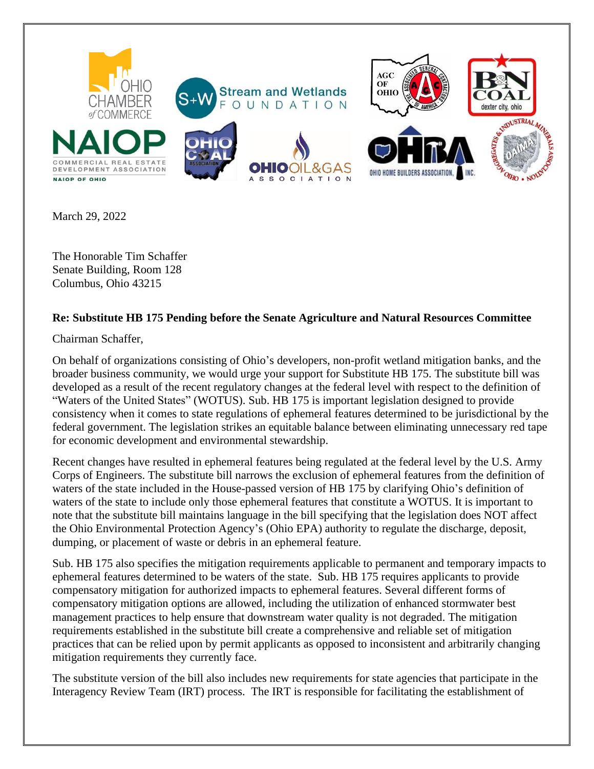March 29, 2022

The Honorable Tim Schaffer
Senate Building, Room 128
Columbus, Ohio 43215

**Re: Substitute HB 175 Pending before the Senate Agriculture and Natural Resources Committee**

Chairman Schaffer,

On behalf of organizations consisting of Ohio's developers, non-profit wetland mitigation banks, and the broader business community, we would urge your support for Substitute HB 175. The substitute bill was developed as a result of the recent regulatory changes at the federal level with respect to the definition of "Waters of the United States" (WOTUS). Sub. HB 175 is important legislation designed to provide consistency when it comes to state regulations of ephemeral features determined to be jurisdictional by the federal government. The legislation strikes an equitable balance between eliminating unnecessary red tape for economic development and environmental stewardship.

Recent changes have resulted in ephemeral features being regulated at the federal level by the U.S. Army Corps of Engineers. The substitute bill narrows the exclusion of ephemeral features from the definition of waters of the state included in the House-passed version of HB 175 by clarifying Ohio's definition of waters of the state to include only those ephemeral features that constitute a WOTUS. It is important to note that the substitute bill maintains language in the bill specifying that the legislation does NOT affect the Ohio Environmental Protection Agency's (Ohio EPA) authority to regulate the discharge, deposit, dumping, or placement of waste or debris in an ephemeral feature.

Sub. HB 175 also specifies the mitigation requirements applicable to permanent and temporary impacts to ephemeral features determined to be waters of the state. Sub. HB 175 requires applicants to provide compensatory mitigation for authorized impacts to ephemeral features. Several different forms of compensatory mitigation options are allowed, including the utilization of enhanced stormwater best management practices to help ensure that downstream water quality is not degraded. The mitigation requirements established in the substitute bill create a comprehensive and reliable set of mitigation practices that can be relied upon by permit applicants as opposed to inconsistent and arbitrarily changing mitigation requirements they currently face.

The substitute version of the bill also includes new requirements for state agencies that participate in the Interagency Review Team (IRT) process. The IRT is responsible for facilitating the establishment of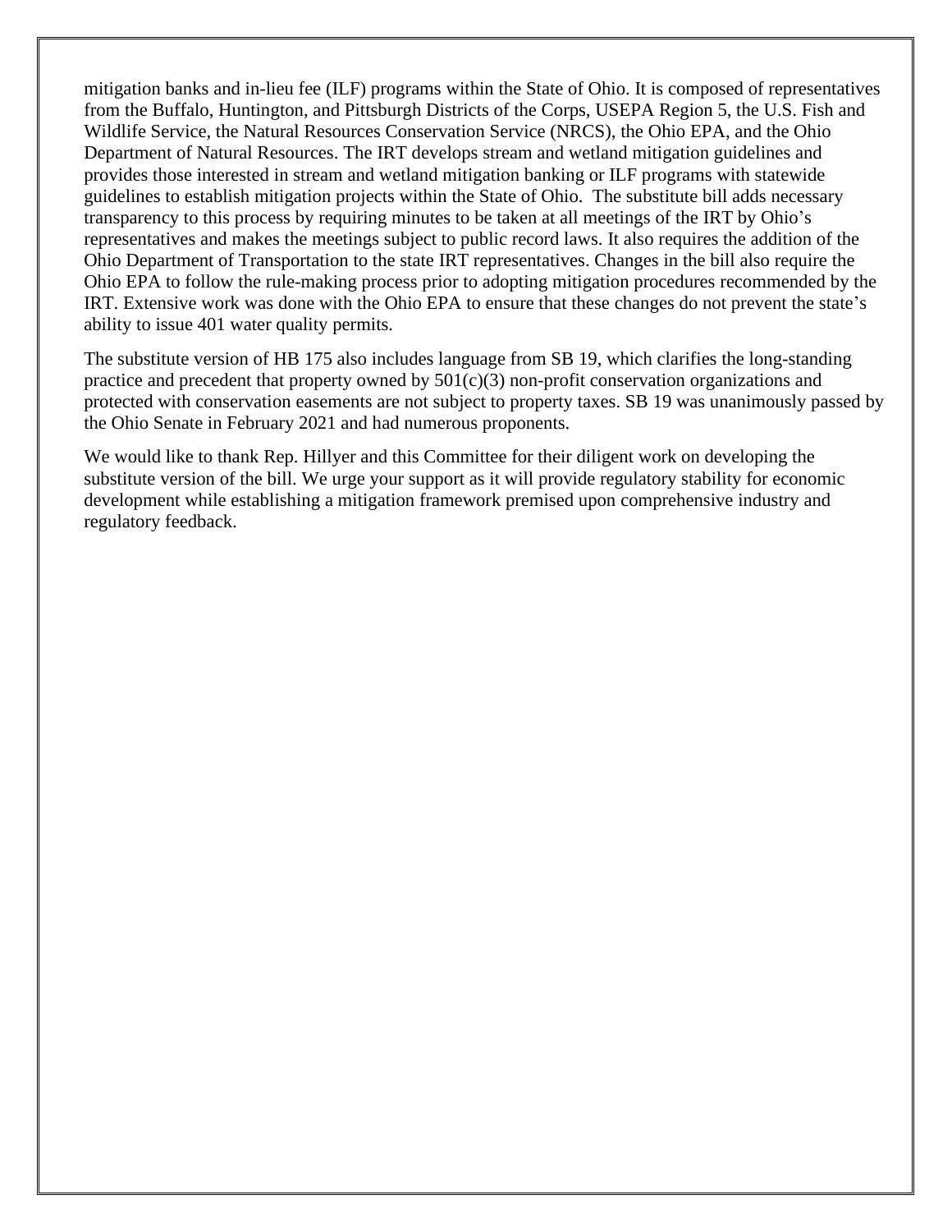mitigation banks and in-lieu fee (ILF) programs within the State of Ohio. It is composed of representatives from the Buffalo, Huntington, and Pittsburgh Districts of the Corps, USEPA Region 5, the U.S. Fish and Wildlife Service, the Natural Resources Conservation Service (NRCS), the Ohio EPA, and the Ohio Department of Natural Resources. The IRT develops stream and wetland mitigation guidelines and provides those interested in stream and wetland mitigation banking or ILF programs with statewide guidelines to establish mitigation projects within the State of Ohio. The substitute bill adds necessary transparency to this process by requiring minutes to be taken at all meetings of the IRT by Ohio's representatives and makes the meetings subject to public record laws. It also requires the addition of the Ohio Department of Transportation to the state IRT representatives. Changes in the bill also require the Ohio EPA to follow the rule-making process prior to adopting mitigation procedures recommended by the IRT. Extensive work was done with the Ohio EPA to ensure that these changes do not prevent the state's ability to issue 401 water quality permits.

The substitute version of HB 175 also includes language from SB 19, which clarifies the long-standing practice and precedent that property owned by 501(c)(3) non-profit conservation organizations and protected with conservation easements are not subject to property taxes. SB 19 was unanimously passed by the Ohio Senate in February 2021 and had numerous proponents.

We would like to thank Rep. Hillyer and this Committee for their diligent work on developing the substitute version of the bill. We urge your support as it will provide regulatory stability for economic development while establishing a mitigation framework premised upon comprehensive industry and regulatory feedback.